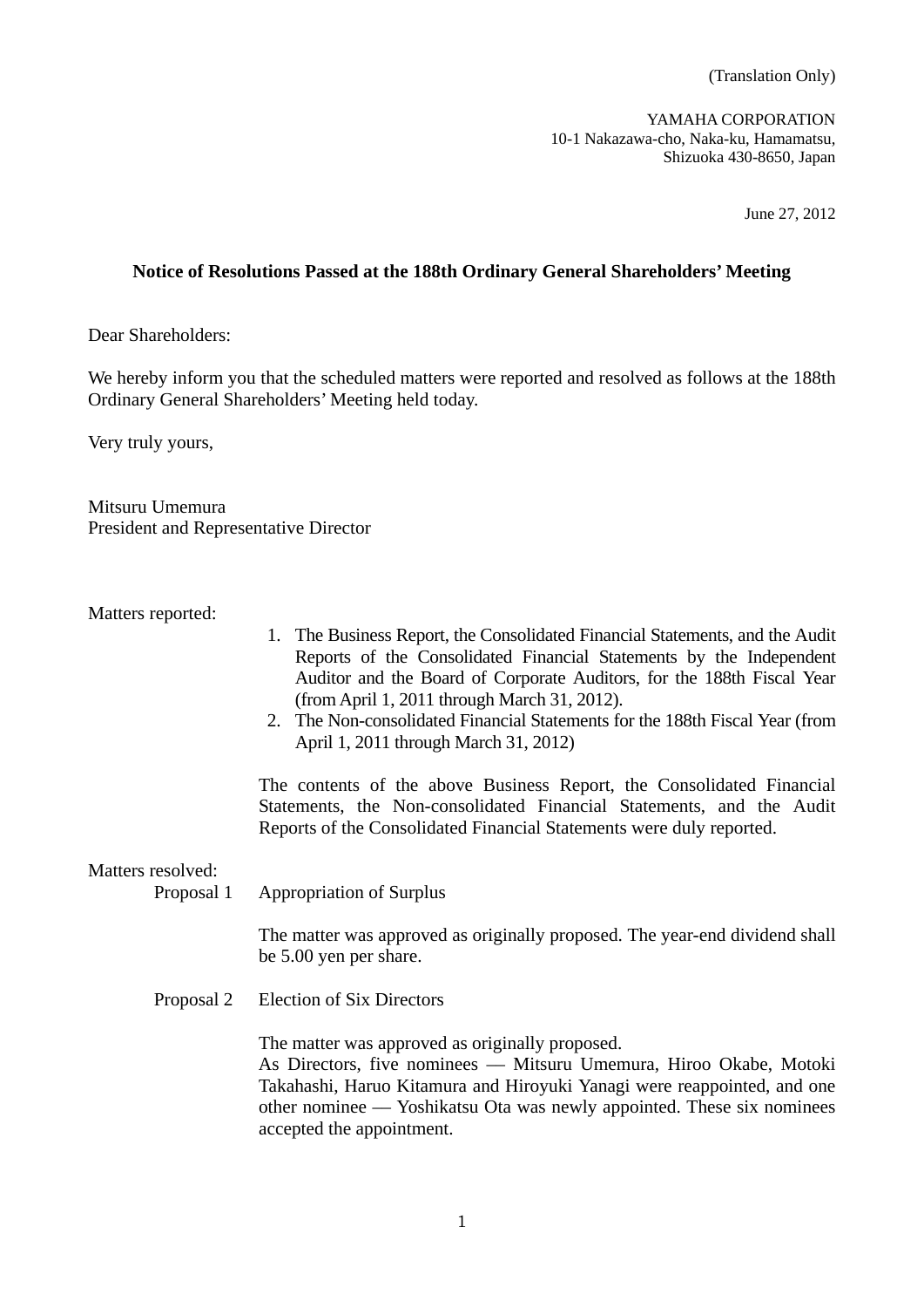(Translation Only)

YAMAHA CORPORATION
10-1 Nakazawa-cho, Naka-ku, Hamamatsu,
Shizuoka 430-8650, Japan

June 27, 2012

## Notice of Resolutions Passed at the 188th Ordinary General Shareholders' Meeting

Dear Shareholders:

We hereby inform you that the scheduled matters were reported and resolved as follows at the 188th Ordinary General Shareholders' Meeting held today.

Very truly yours,

Mitsuru Umemura
President and Representative Director

Matters reported:

1. The Business Report, the Consolidated Financial Statements, and the Audit Reports of the Consolidated Financial Statements by the Independent Auditor and the Board of Corporate Auditors, for the 188th Fiscal Year (from April 1, 2011 through March 31, 2012).
2. The Non-consolidated Financial Statements for the 188th Fiscal Year (from April 1, 2011 through March 31, 2012)

The contents of the above Business Report, the Consolidated Financial Statements, the Non-consolidated Financial Statements, and the Audit Reports of the Consolidated Financial Statements were duly reported.

Matters resolved:

Proposal 1 Appropriation of Surplus

The matter was approved as originally proposed. The year-end dividend shall be 5.00 yen per share.

Proposal 2 Election of Six Directors

The matter was approved as originally proposed.
As Directors, five nominees — Mitsuru Umemura, Hiroo Okabe, Motoki Takahashi, Haruo Kitamura and Hiroyuki Yanagi were reappointed, and one other nominee — Yoshikatsu Ota was newly appointed. These six nominees accepted the appointment.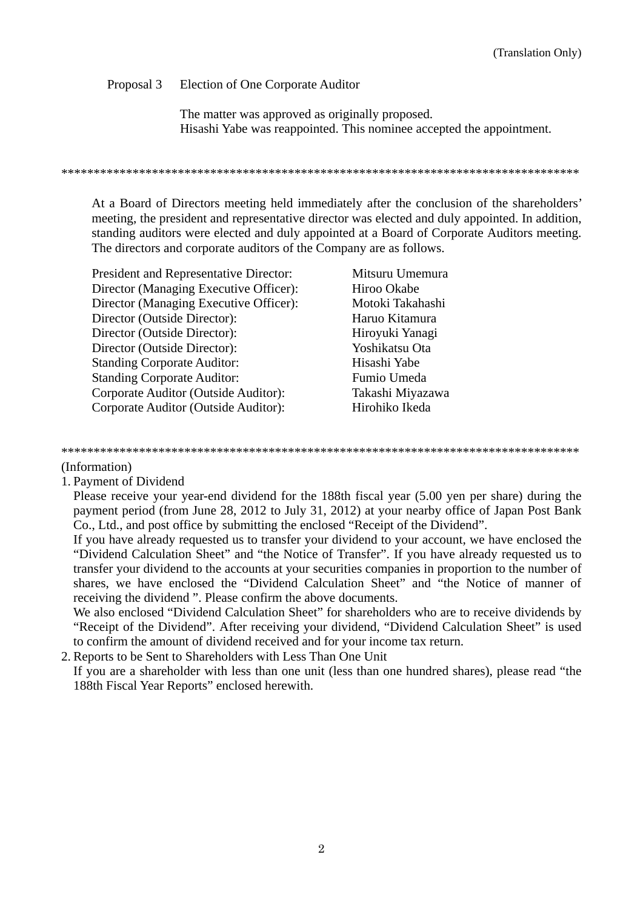(Translation Only)

Proposal 3 Election of One Corporate Auditor

The matter was approved as originally proposed.
Hisashi Yabe was reappointed. This nominee accepted the appointment.

*********************************************************************************

At a Board of Directors meeting held immediately after the conclusion of the shareholders' meeting, the president and representative director was elected and duly appointed. In addition, standing auditors were elected and duly appointed at a Board of Corporate Auditors meeting. The directors and corporate auditors of the Company are as follows.

| | |
|---|---|
| President and Representative Director: | Mitsuru Umemura |
| Director (Managing Executive Officer): | Hiroo Okabe |
| Director (Managing Executive Officer): | Motoki Takahashi |
| Director (Outside Director): | Haruo Kitamura |
| Director (Outside Director): | Hiroyuki Yanagi |
| Director (Outside Director): | Yoshikatsu Ota |
| Standing Corporate Auditor: | Hisashi Yabe |
| Standing Corporate Auditor: | Fumio Umeda |
| Corporate Auditor (Outside Auditor): | Takashi Miyazawa |
| Corporate Auditor (Outside Auditor): | Hirohiko Ikeda |

*********************************************************************************

(Information)

1. Payment of Dividend

   Please receive your year-end dividend for the 188th fiscal year (5.00 yen per share) during the payment period (from June 28, 2012 to July 31, 2012) at your nearby office of Japan Post Bank Co., Ltd., and post office by submitting the enclosed "Receipt of the Dividend".

   If you have already requested us to transfer your dividend to your account, we have enclosed the "Dividend Calculation Sheet" and "the Notice of Transfer". If you have already requested us to transfer your dividend to the accounts at your securities companies in proportion to the number of shares, we have enclosed the "Dividend Calculation Sheet" and "the Notice of manner of receiving the dividend ". Please confirm the above documents.

   We also enclosed "Dividend Calculation Sheet" for shareholders who are to receive dividends by "Receipt of the Dividend". After receiving your dividend, "Dividend Calculation Sheet" is used to confirm the amount of dividend received and for your income tax return.

2. Reports to be Sent to Shareholders with Less Than One Unit

   If you are a shareholder with less than one unit (less than one hundred shares), please read "the 188th Fiscal Year Reports" enclosed herewith.